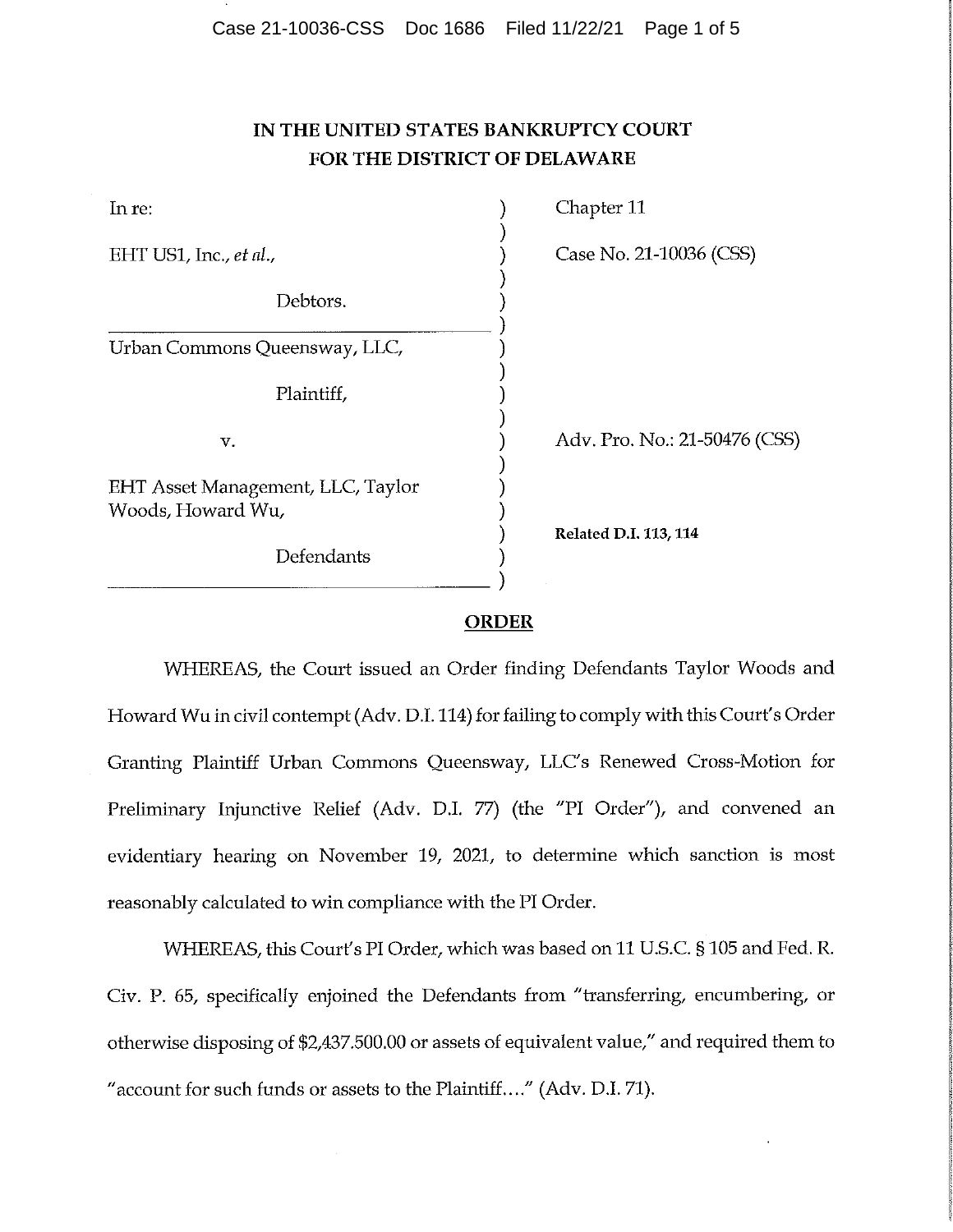# IN THE UNITED STATES BANKRUPTCY COURT FOR THE DISTRICT OF DELAWARE

| | |
|---|---|
| In re:<br><br>EHT US1, Inc., *et al.*,<br><br>Debtors. | Chapter 11<br><br>Case No. 21-10036 (CSS) |
| Urban Commons Queensway, LLC,<br><br>Plaintiff,<br><br>v.<br><br>EHT Asset Management, LLC, Taylor Woods, Howard Wu,<br><br>Defendants | Adv. Pro. No.: 21-50476 (CSS)<br><br>**Related D.I. 113, 114** |

## ORDER

WHEREAS, the Court issued an Order finding Defendants Taylor Woods and Howard Wu in civil contempt (Adv. D.I. 114) for failing to comply with this Court's Order Granting Plaintiff Urban Commons Queensway, LLC's Renewed Cross-Motion for Preliminary Injunctive Relief (Adv. D.I. 77) (the "PI Order"), and convened an evidentiary hearing on November 19, 2021, to determine which sanction is most reasonably calculated to win compliance with the PI Order.

WHEREAS, this Court's PI Order, which was based on 11 U.S.C. § 105 and Fed. R. Civ. P. 65, specifically enjoined the Defendants from "transferring, encumbering, or otherwise disposing of $2,437,500.00 or assets of equivalent value," and required them to "account for such funds or assets to the Plaintiff...." (Adv. D.I. 71).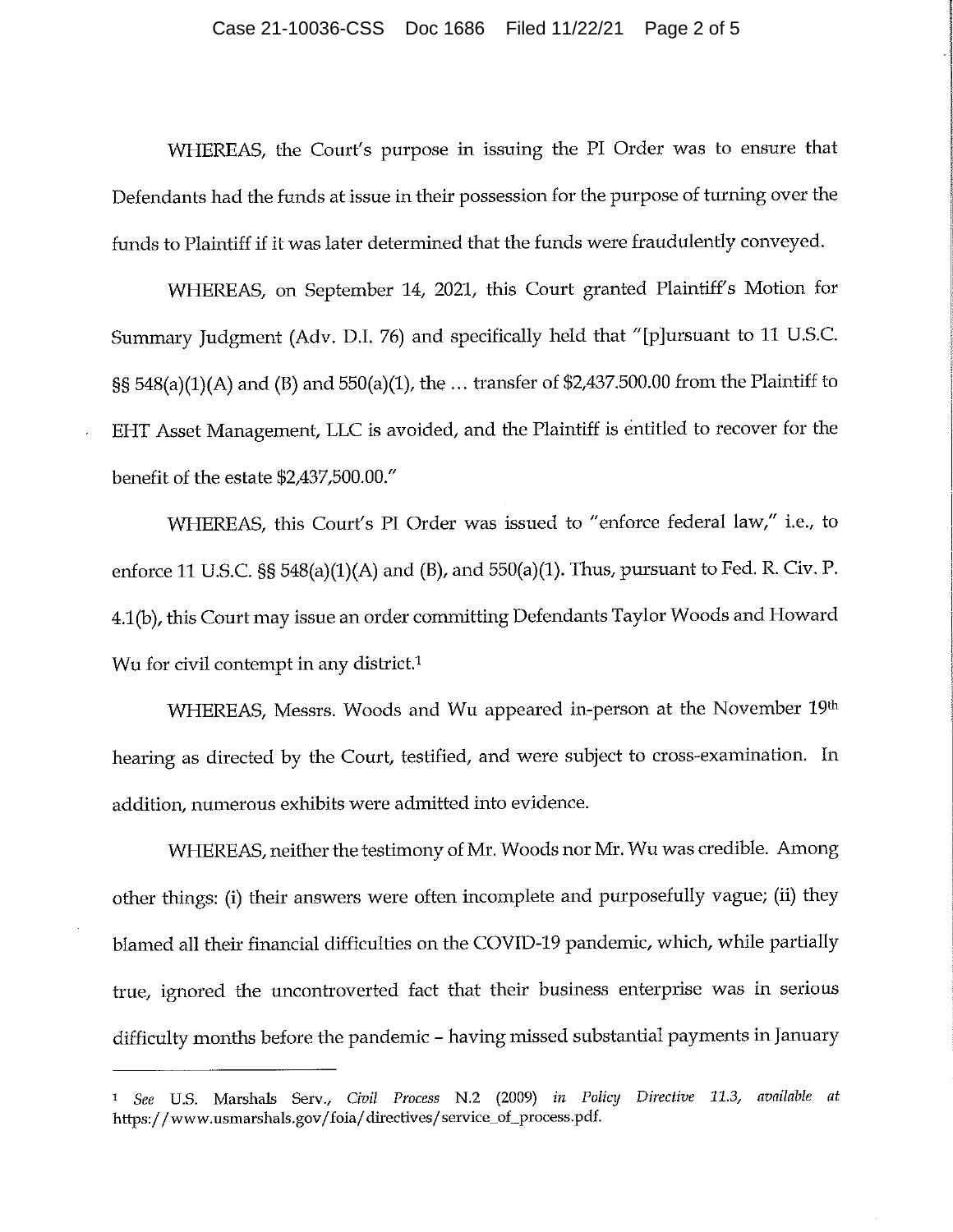WHEREAS, the Court's purpose in issuing the PI Order was to ensure that Defendants had the funds at issue in their possession for the purpose of turning over the funds to Plaintiff if it was later determined that the funds were fraudulently conveyed.

WHEREAS, on September 14, 2021, this Court granted Plaintiff's Motion for Summary Judgment (Adv. D.I. 76) and specifically held that "[p]ursuant to 11 U.S.C. §§ 548(a)(1)(A) and (B) and 550(a)(1), the … transfer of $2,437.500.00 from the Plaintiff to EHT Asset Management, LLC is avoided, and the Plaintiff is entitled to recover for the benefit of the estate $2,437,500.00."

WHEREAS, this Court's PI Order was issued to "enforce federal law," i.e., to enforce 11 U.S.C. §§ 548(a)(1)(A) and (B), and 550(a)(1). Thus, pursuant to Fed. R. Civ. P. 4.1(b), this Court may issue an order committing Defendants Taylor Woods and Howard Wu for civil contempt in any district.[1]

WHEREAS, Messrs. Woods and Wu appeared in-person at the November 19th hearing as directed by the Court, testified, and were subject to cross-examination. In addition, numerous exhibits were admitted into evidence.

WHEREAS, neither the testimony of Mr. Woods nor Mr. Wu was credible. Among other things: (i) their answers were often incomplete and purposefully vague; (ii) they blamed all their financial difficulties on the COVID-19 pandemic, which, while partially true, ignored the uncontroverted fact that their business enterprise was in serious difficulty months before the pandemic – having missed substantial payments in January

---

[1] *See* U.S. Marshals Serv., *Civil Process* N.2 (2009) *in Policy Directive 11.3, available at* https://www.usmarshals.gov/foia/directives/service_of_process.pdf.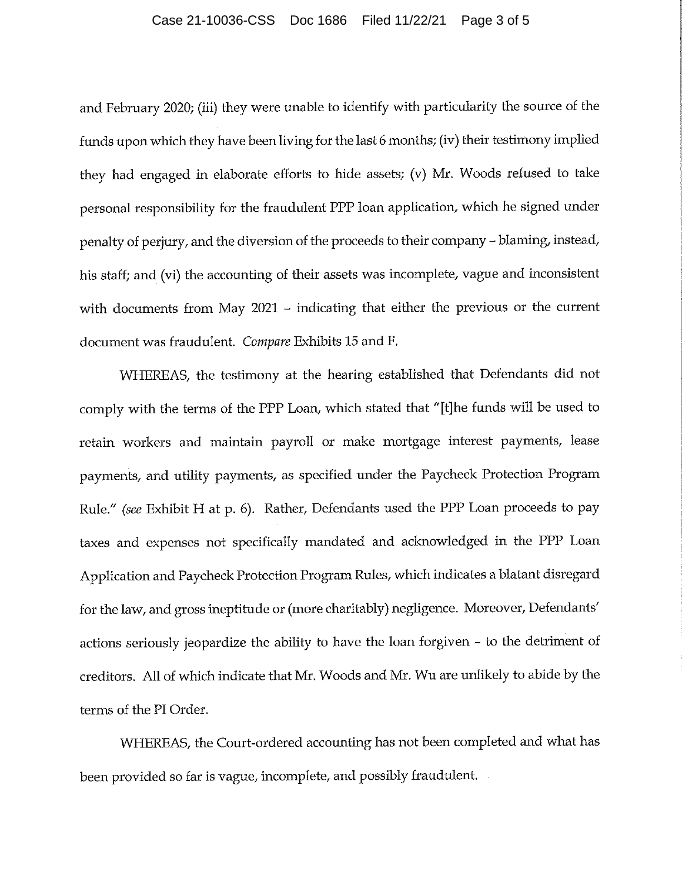and February 2020; (iii) they were unable to identify with particularity the source of the funds upon which they have been living for the last 6 months; (iv) their testimony implied they had engaged in elaborate efforts to hide assets; (v) Mr. Woods refused to take personal responsibility for the fraudulent PPP loan application, which he signed under penalty of perjury, and the diversion of the proceeds to their company – blaming, instead, his staff; and (vi) the accounting of their assets was incomplete, vague and inconsistent with documents from May 2021 – indicating that either the previous or the current document was fraudulent. *Compare* Exhibits 15 and F.

WHEREAS, the testimony at the hearing established that Defendants did not comply with the terms of the PPP Loan, which stated that "[t]he funds will be used to retain workers and maintain payroll or make mortgage interest payments, lease payments, and utility payments, as specified under the Paycheck Protection Program Rule." (*see* Exhibit H at p. 6). Rather, Defendants used the PPP Loan proceeds to pay taxes and expenses not specifically mandated and acknowledged in the PPP Loan Application and Paycheck Protection Program Rules, which indicates a blatant disregard for the law, and gross ineptitude or (more charitably) negligence. Moreover, Defendants' actions seriously jeopardize the ability to have the loan forgiven – to the detriment of creditors. All of which indicate that Mr. Woods and Mr. Wu are unlikely to abide by the terms of the PI Order.

WHEREAS, the Court-ordered accounting has not been completed and what has been provided so far is vague, incomplete, and possibly fraudulent.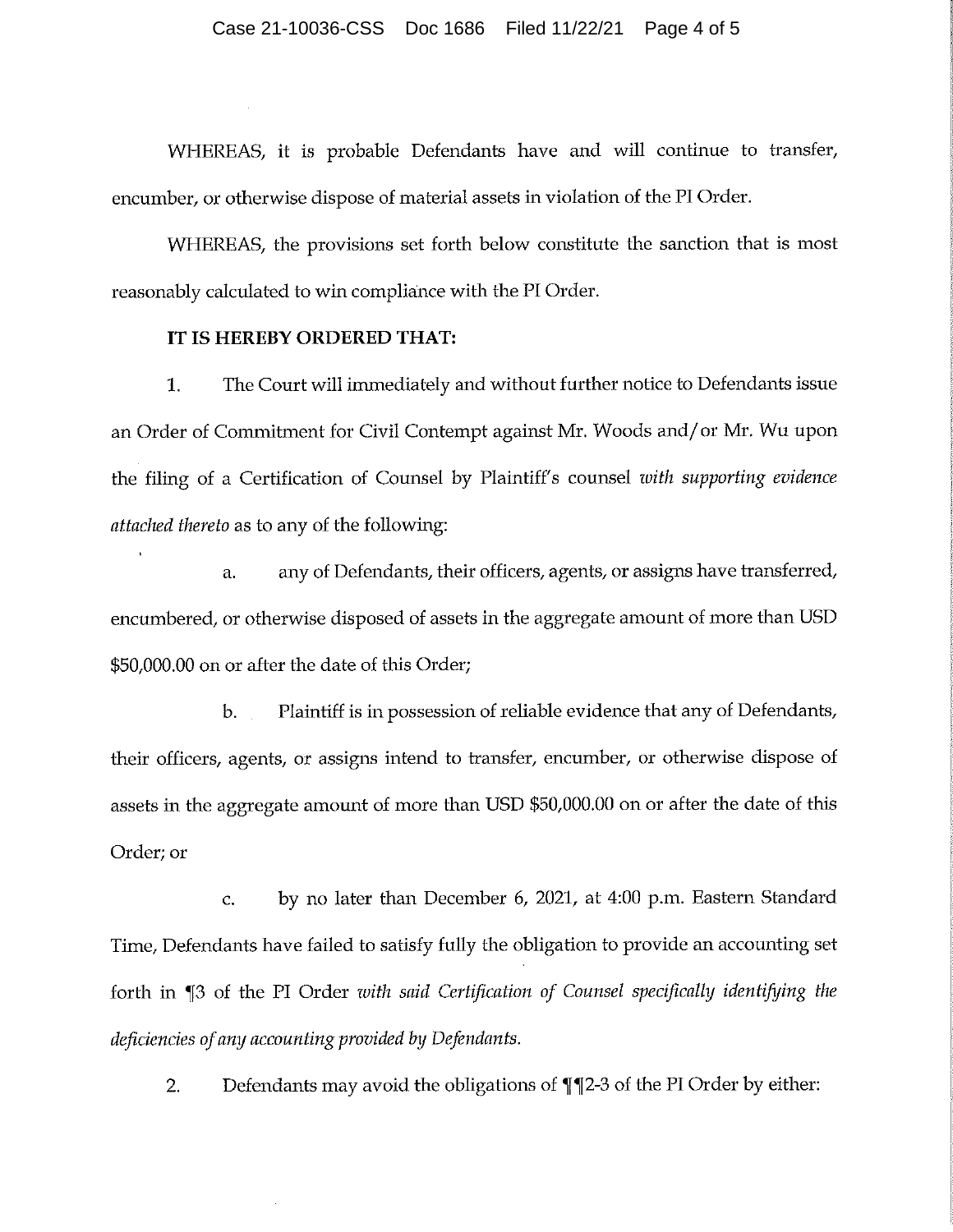WHEREAS, it is probable Defendants have and will continue to transfer, encumber, or otherwise dispose of material assets in violation of the PI Order.

WHEREAS, the provisions set forth below constitute the sanction that is most reasonably calculated to win compliance with the PI Order.

**IT IS HEREBY ORDERED THAT:**

1. The Court will immediately and without further notice to Defendants issue an Order of Commitment for Civil Contempt against Mr. Woods and/or Mr. Wu upon the filing of a Certification of Counsel by Plaintiff's counsel *with supporting evidence attached thereto* as to any of the following:

   a. any of Defendants, their officers, agents, or assigns have transferred, encumbered, or otherwise disposed of assets in the aggregate amount of more than USD $50,000.00 on or after the date of this Order;

   b. Plaintiff is in possession of reliable evidence that any of Defendants, their officers, agents, or assigns intend to transfer, encumber, or otherwise dispose of assets in the aggregate amount of more than USD $50,000.00 on or after the date of this Order; or

   c. by no later than December 6, 2021, at 4:00 p.m. Eastern Standard Time, Defendants have failed to satisfy fully the obligation to provide an accounting set forth in ¶3 of the PI Order *with said Certification of Counsel specifically identifying the deficiencies of any accounting provided by Defendants.*

2. Defendants may avoid the obligations of ¶¶2-3 of the PI Order by either: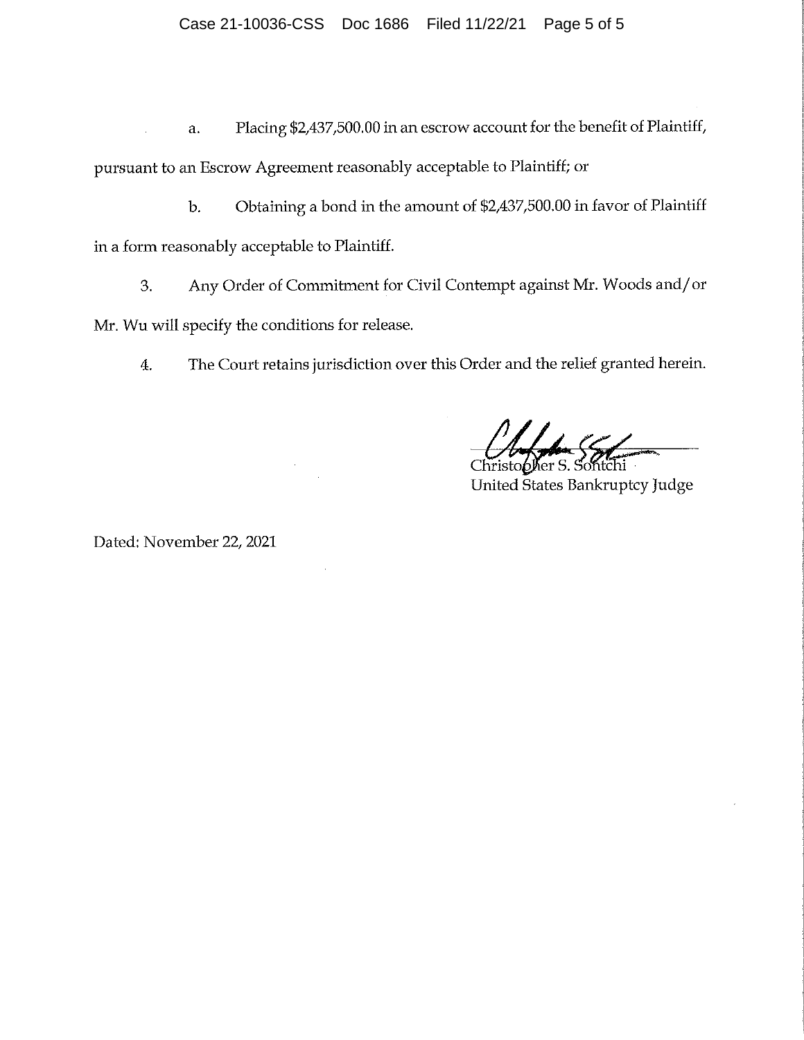a. Placing $2,437,500.00 in an escrow account for the benefit of Plaintiff, pursuant to an Escrow Agreement reasonably acceptable to Plaintiff; or

b. Obtaining a bond in the amount of $2,437,500.00 in favor of Plaintiff in a form reasonably acceptable to Plaintiff.

3. Any Order of Commitment for Civil Contempt against Mr. Woods and/or Mr. Wu will specify the conditions for release.

4. The Court retains jurisdiction over this Order and the relief granted herein.

Christopher S. Sontchi
United States Bankruptcy Judge

Dated: November 22, 2021